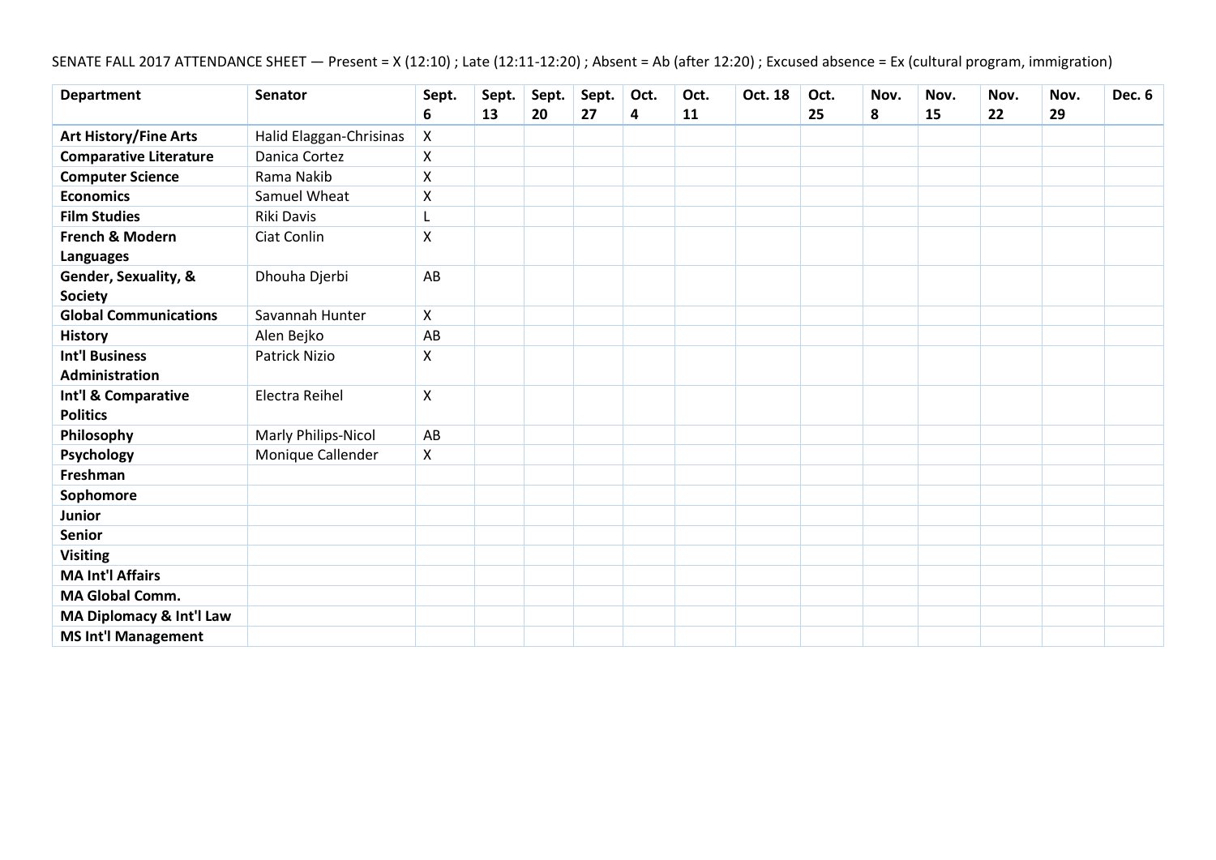SENATE FALL 2017 ATTENDANCE SHEET — Present = X (12:10) ; Late (12:11-12:20) ; Absent = Ab (after 12:20) ; Excused absence = Ex (cultural program, immigration)

| Department | Senator | Sept. 6 | Sept. 13 | Sept. 20 | Sept. 27 | Oct. 4 | Oct. 11 | Oct. 18 | Oct. 25 | Nov. 8 | Nov. 15 | Nov. 22 | Nov. 29 | Dec. 6 |
|---|---|---|---|---|---|---|---|---|---|---|---|---|---|---|
| **Art History/Fine Arts** | Halid Elaggan-Chrisinas | X | | | | | | | | | | | | |
| **Comparative Literature** | Danica Cortez | X | | | | | | | | | | | | |
| **Computer Science** | Rama Nakib | X | | | | | | | | | | | | |
| **Economics** | Samuel Wheat | X | | | | | | | | | | | | |
| **Film Studies** | Riki Davis | L | | | | | | | | | | | | |
| **French & Modern Languages** | Ciat Conlin | X | | | | | | | | | | | | |
| **Gender, Sexuality, & Society** | Dhouha Djerbi | AB | | | | | | | | | | | | |
| **Global Communications** | Savannah Hunter | X | | | | | | | | | | | | |
| **History** | Alen Bejko | AB | | | | | | | | | | | | |
| **Int'l Business Administration** | Patrick Nizio | X | | | | | | | | | | | | |
| **Int'l & Comparative Politics** | Electra Reihel | X | | | | | | | | | | | | |
| **Philosophy** | Marly Philips-Nicol | AB | | | | | | | | | | | | |
| **Psychology** | Monique Callender | X | | | | | | | | | | | | |
| **Freshman** | | | | | | | | | | | | | | |
| **Sophomore** | | | | | | | | | | | | | | |
| **Junior** | | | | | | | | | | | | | | |
| **Senior** | | | | | | | | | | | | | | |
| **Visiting** | | | | | | | | | | | | | | |
| **MA Int'l Affairs** | | | | | | | | | | | | | | |
| **MA Global Comm.** | | | | | | | | | | | | | | |
| **MA Diplomacy & Int'l Law** | | | | | | | | | | | | | | |
| **MS Int'l Management** | | | | | | | | | | | | | | |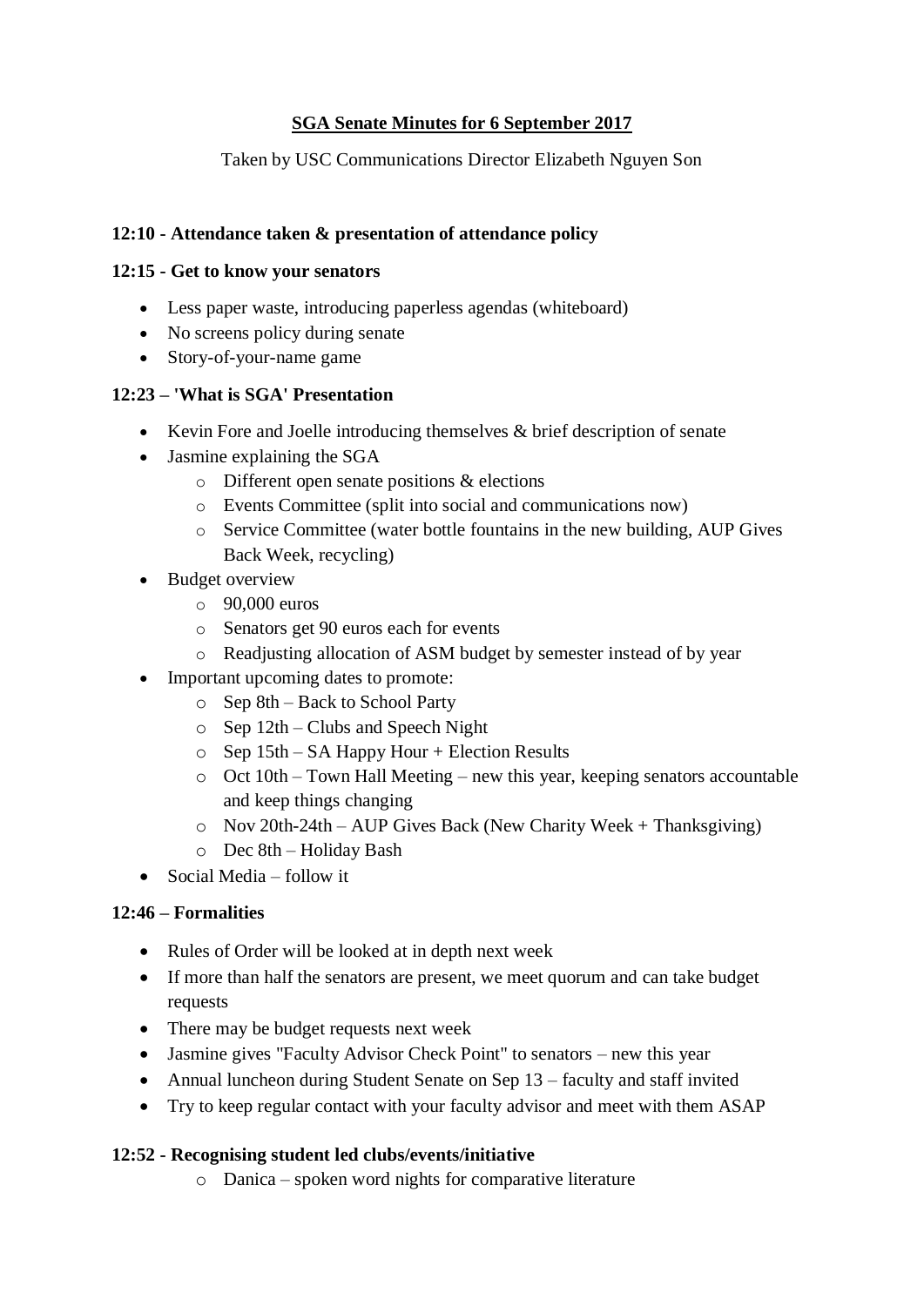**SGA Senate Minutes for 6 September 2017**

Taken by USC Communications Director Elizabeth Nguyen Son

**12:10 - Attendance taken & presentation of attendance policy**

**12:15 - Get to know your senators**

- Less paper waste, introducing paperless agendas (whiteboard)
- No screens policy during senate
- Story-of-your-name game

**12:23 – 'What is SGA' Presentation**

- Kevin Fore and Joelle introducing themselves & brief description of senate
- Jasmine explaining the SGA
  - Different open senate positions & elections
  - Events Committee (split into social and communications now)
  - Service Committee (water bottle fountains in the new building, AUP Gives Back Week, recycling)
- Budget overview
  - 90,000 euros
  - Senators get 90 euros each for events
  - Readjusting allocation of ASM budget by semester instead of by year
- Important upcoming dates to promote:
  - Sep 8th – Back to School Party
  - Sep 12th – Clubs and Speech Night
  - Sep 15th – SA Happy Hour + Election Results
  - Oct 10th – Town Hall Meeting – new this year, keeping senators accountable and keep things changing
  - Nov 20th-24th – AUP Gives Back (New Charity Week + Thanksgiving)
  - Dec 8th – Holiday Bash
- Social Media – follow it

**12:46 – Formalities**

- Rules of Order will be looked at in depth next week
- If more than half the senators are present, we meet quorum and can take budget requests
- There may be budget requests next week
- Jasmine gives "Faculty Advisor Check Point" to senators – new this year
- Annual luncheon during Student Senate on Sep 13 – faculty and staff invited
- Try to keep regular contact with your faculty advisor and meet with them ASAP

**12:52 - Recognising student led clubs/events/initiative**

  - Danica – spoken word nights for comparative literature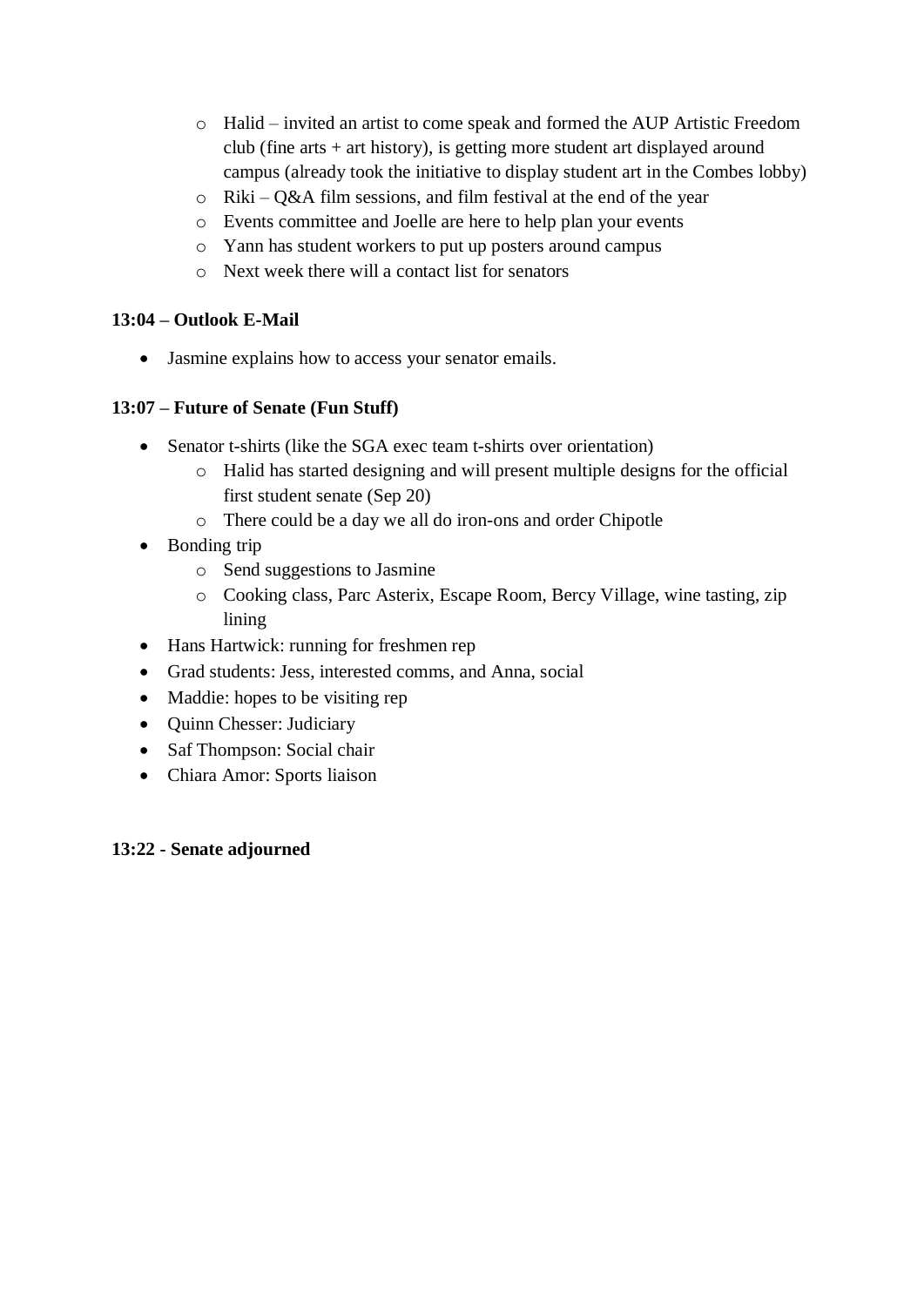- Halid – invited an artist to come speak and formed the AUP Artistic Freedom club (fine arts + art history), is getting more student art displayed around campus (already took the initiative to display student art in the Combes lobby)
  - Riki – Q&A film sessions, and film festival at the end of the year
  - Events committee and Joelle are here to help plan your events
  - Yann has student workers to put up posters around campus
  - Next week there will a contact list for senators

**13:04 – Outlook E-Mail**

- Jasmine explains how to access your senator emails.

**13:07 – Future of Senate (Fun Stuff)**

- Senator t-shirts (like the SGA exec team t-shirts over orientation)
  - Halid has started designing and will present multiple designs for the official first student senate (Sep 20)
  - There could be a day we all do iron-ons and order Chipotle
- Bonding trip
  - Send suggestions to Jasmine
  - Cooking class, Parc Asterix, Escape Room, Bercy Village, wine tasting, zip lining
- Hans Hartwick: running for freshmen rep
- Grad students: Jess, interested comms, and Anna, social
- Maddie: hopes to be visiting rep
- Quinn Chesser: Judiciary
- Saf Thompson: Social chair
- Chiara Amor: Sports liaison

**13:22 - Senate adjourned**